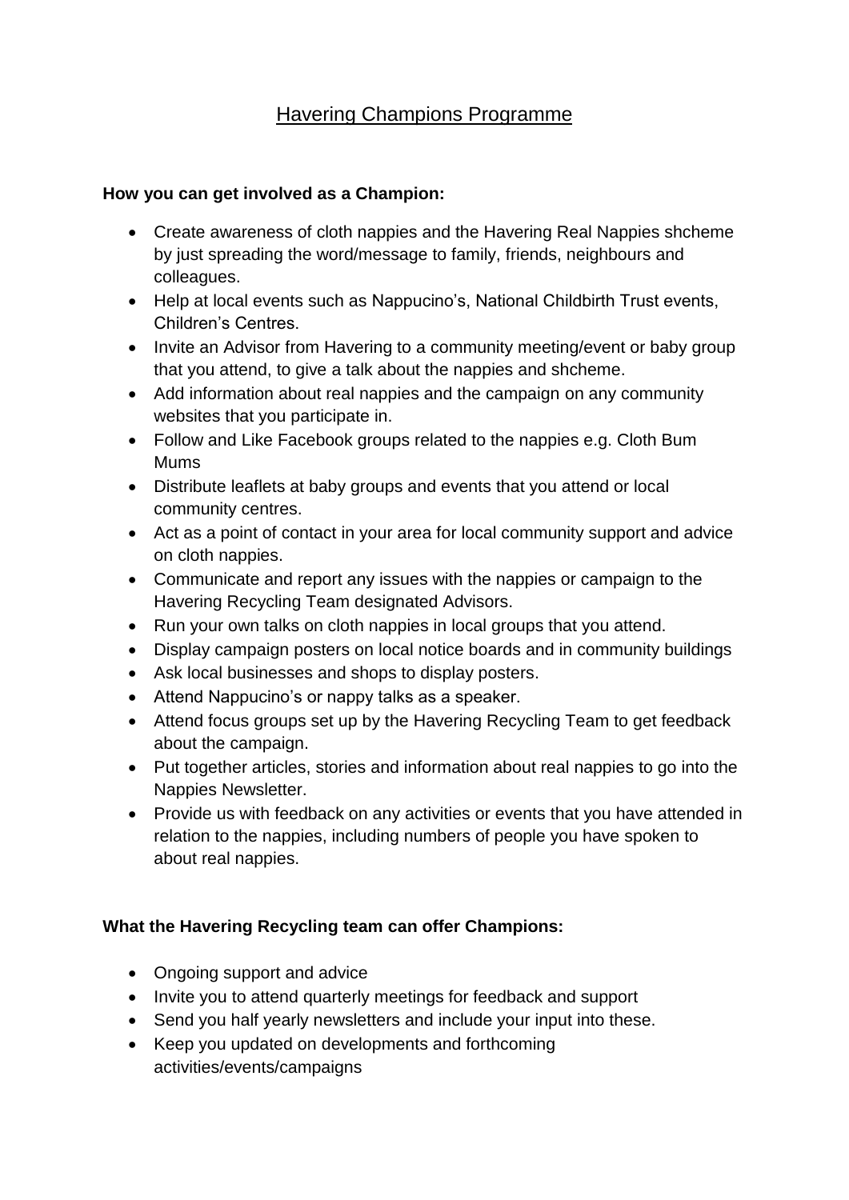# Havering Champions Programme

**How you can get involved as a Champion:**

- Create awareness of cloth nappies and the Havering Real Nappies shcheme by just spreading the word/message to family, friends, neighbours and colleagues.
- Help at local events such as Nappucino's, National Childbirth Trust events, Children's Centres.
- Invite an Advisor from Havering to a community meeting/event or baby group that you attend, to give a talk about the nappies and shcheme.
- Add information about real nappies and the campaign on any community websites that you participate in.
- Follow and Like Facebook groups related to the nappies e.g. Cloth Bum Mums
- Distribute leaflets at baby groups and events that you attend or local community centres.
- Act as a point of contact in your area for local community support and advice on cloth nappies.
- Communicate and report any issues with the nappies or campaign to the Havering Recycling Team designated Advisors.
- Run your own talks on cloth nappies in local groups that you attend.
- Display campaign posters on local notice boards and in community buildings
- Ask local businesses and shops to display posters.
- Attend Nappucino's or nappy talks as a speaker.
- Attend focus groups set up by the Havering Recycling Team to get feedback about the campaign.
- Put together articles, stories and information about real nappies to go into the Nappies Newsletter.
- Provide us with feedback on any activities or events that you have attended in relation to the nappies, including numbers of people you have spoken to about real nappies.

**What the Havering Recycling team can offer Champions:**

- Ongoing support and advice
- Invite you to attend quarterly meetings for feedback and support
- Send you half yearly newsletters and include your input into these.
- Keep you updated on developments and forthcoming activities/events/campaigns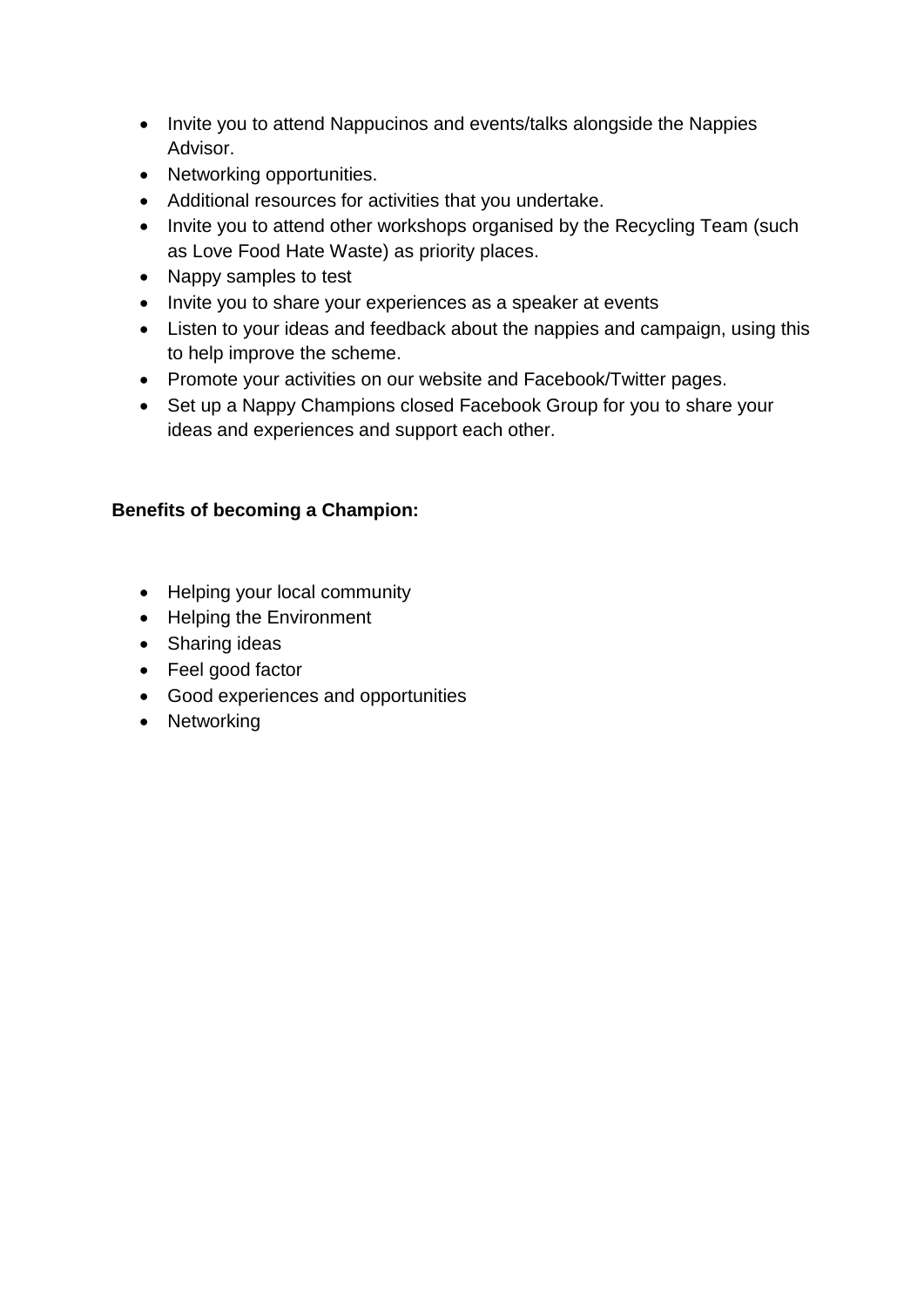- Invite you to attend Nappucinos and events/talks alongside the Nappies Advisor.
- Networking opportunities.
- Additional resources for activities that you undertake.
- Invite you to attend other workshops organised by the Recycling Team (such as Love Food Hate Waste) as priority places.
- Nappy samples to test
- Invite you to share your experiences as a speaker at events
- Listen to your ideas and feedback about the nappies and campaign, using this to help improve the scheme.
- Promote your activities on our website and Facebook/Twitter pages.
- Set up a Nappy Champions closed Facebook Group for you to share your ideas and experiences and support each other.

**Benefits of becoming a Champion:**

- Helping your local community
- Helping the Environment
- Sharing ideas
- Feel good factor
- Good experiences and opportunities
- Networking